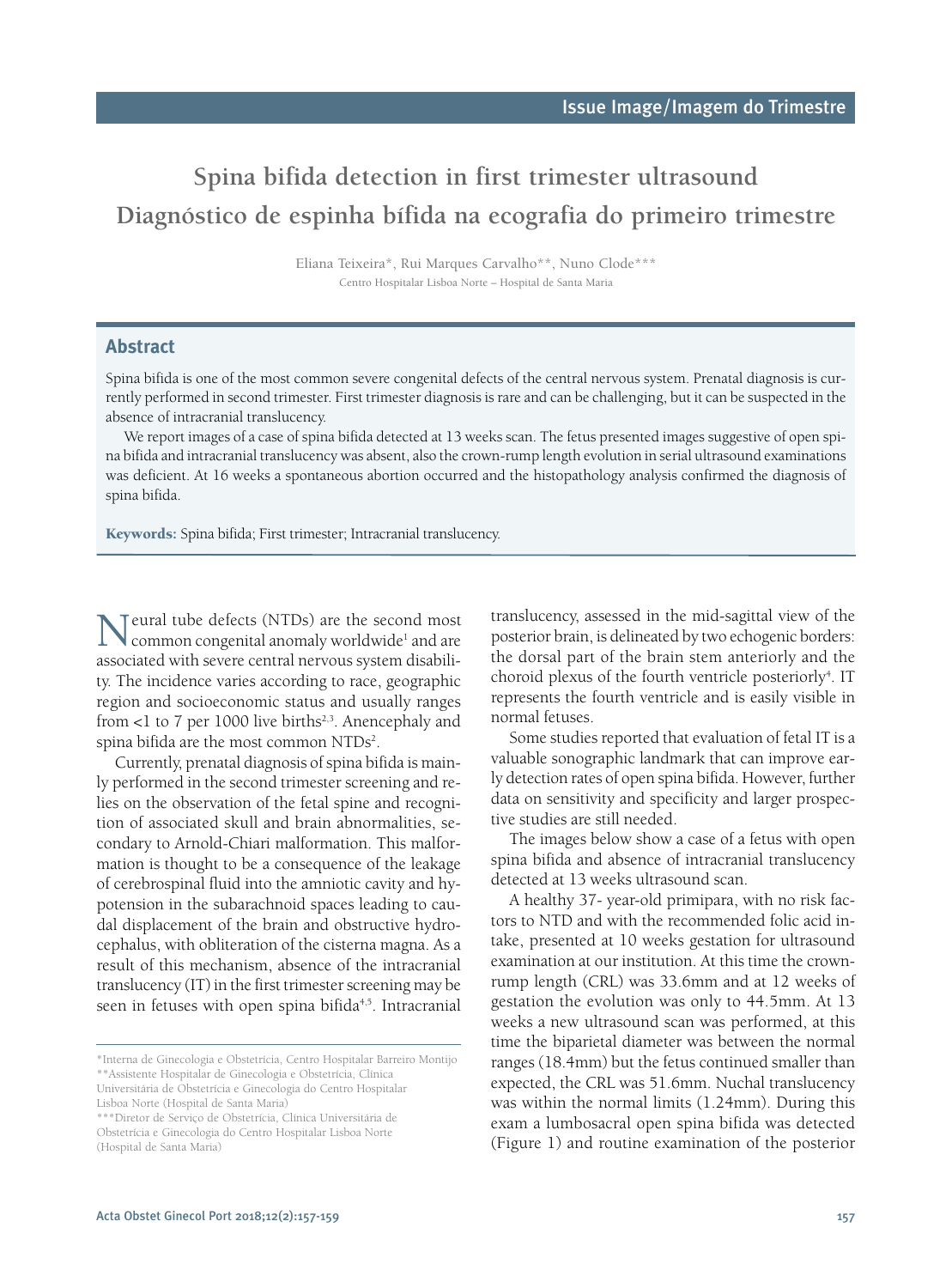Issue Image/Imagem do Trimestre

# Spina bifida detection in first trimester ultrasound
# Diagnóstico de espinha bífida na ecografia do primeiro trimestre

Eliana Teixeira*, Rui Marques Carvalho**, Nuno Clode***

Centro Hospitalar Lisboa Norte – Hospital de Santa Maria

## Abstract

Spina bifida is one of the most common severe congenital defects of the central nervous system. Prenatal diagnosis is currently performed in second trimester. First trimester diagnosis is rare and can be challenging, but it can be suspected in the absence of intracranial translucency.

We report images of a case of spina bifida detected at 13 weeks scan. The fetus presented images suggestive of open spina bifida and intracranial translucency was absent, also the crown-rump length evolution in serial ultrasound examinations was deficient. At 16 weeks a spontaneous abortion occurred and the histopathology analysis confirmed the diagnosis of spina bifida.

**Keywords:** Spina bifida; First trimester; Intracranial translucency.

Neural tube defects (NTDs) are the second most common congenital anomaly worldwide[1] and are associated with severe central nervous system disability. The incidence varies according to race, geographic region and socioeconomic status and usually ranges from <1 to 7 per 1000 live births[2,3]. Anencephaly and spina bifida are the most common NTDs[2].

Currently, prenatal diagnosis of spina bifida is mainly performed in the second trimester screening and relies on the observation of the fetal spine and recognition of associated skull and brain abnormalities, secondary to Arnold-Chiari malformation. This malformation is thought to be a consequence of the leakage of cerebrospinal fluid into the amniotic cavity and hypotension in the subarachnoid spaces leading to caudal displacement of the brain and obstructive hydrocephalus, with obliteration of the cisterna magna. As a result of this mechanism, absence of the intracranial translucency (IT) in the first trimester screening may be seen in fetuses with open spina bifida[4,5]. Intracranial translucency, assessed in the mid-sagittal view of the posterior brain, is delineated by two echogenic borders: the dorsal part of the brain stem anteriorly and the choroid plexus of the fourth ventricle posteriorly[4]. IT represents the fourth ventricle and is easily visible in normal fetuses.

Some studies reported that evaluation of fetal IT is a valuable sonographic landmark that can improve early detection rates of open spina bifida. However, further data on sensitivity and specificity and larger prospective studies are still needed.

The images below show a case of a fetus with open spina bifida and absence of intracranial translucency detected at 13 weeks ultrasound scan.

A healthy 37- year-old primipara, with no risk factors to NTD and with the recommended folic acid intake, presented at 10 weeks gestation for ultrasound examination at our institution. At this time the crown-rump length (CRL) was 33.6mm and at 12 weeks of gestation the evolution was only to 44.5mm. At 13 weeks a new ultrasound scan was performed, at this time the biparietal diameter was between the normal ranges (18.4mm) but the fetus continued smaller than expected, the CRL was 51.6mm. Nuchal translucency was within the normal limits (1.24mm). During this exam a lumbosacral open spina bifida was detected (Figure 1) and routine examination of the posterior

---

*Interna de Ginecologia e Obstetrícia, Centro Hospitalar Barreiro Montijo

**Assistente Hospitalar de Ginecologia e Obstetrícia, Clínica Universitária de Obstetrícia e Ginecologia do Centro Hospitalar Lisboa Norte (Hospital de Santa Maria)

***Diretor de Serviço de Obstetrícia, Clínica Universitária de Obstetrícia e Ginecologia do Centro Hospitalar Lisboa Norte (Hospital de Santa Maria)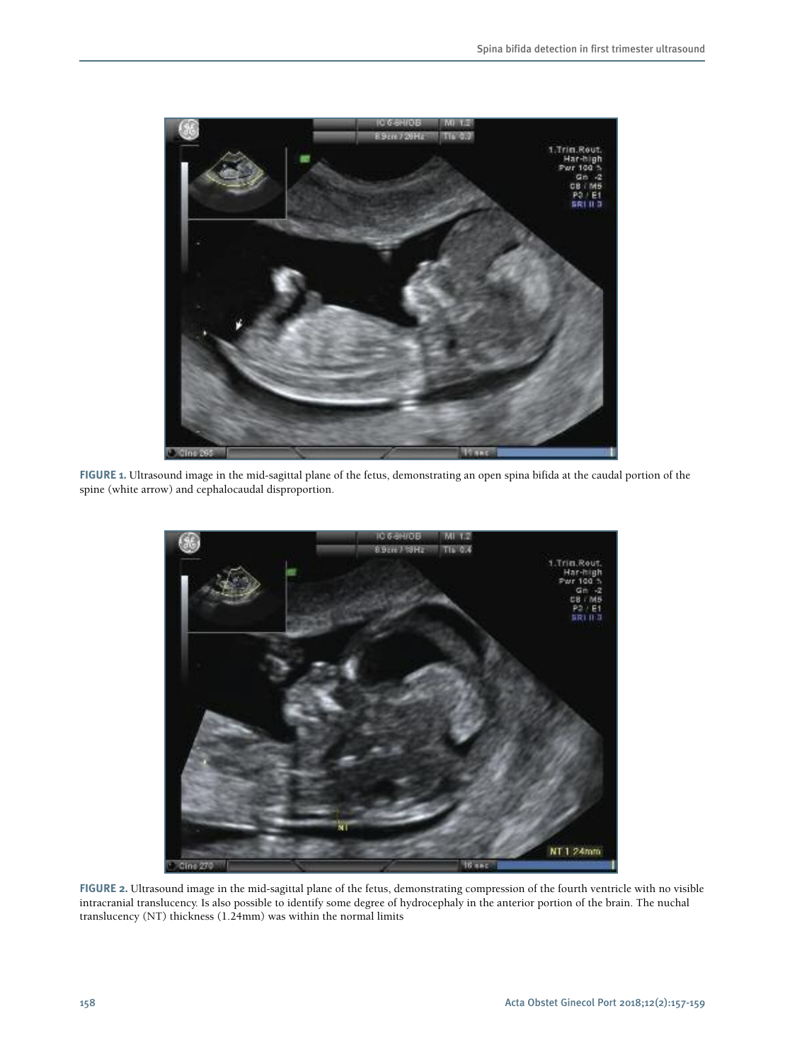**FIGURE 1.** Ultrasound image in the mid-sagittal plane of the fetus, demonstrating an open spina bifida at the caudal portion of the spine (white arrow) and cephalocaudal disproportion.

**FIGURE 2.** Ultrasound image in the mid-sagittal plane of the fetus, demonstrating compression of the fourth ventricle with no visible intracranial translucency. Is also possible to identify some degree of hydrocephaly in the anterior portion of the brain. The nuchal translucency (NT) thickness (1.24mm) was within the normal limits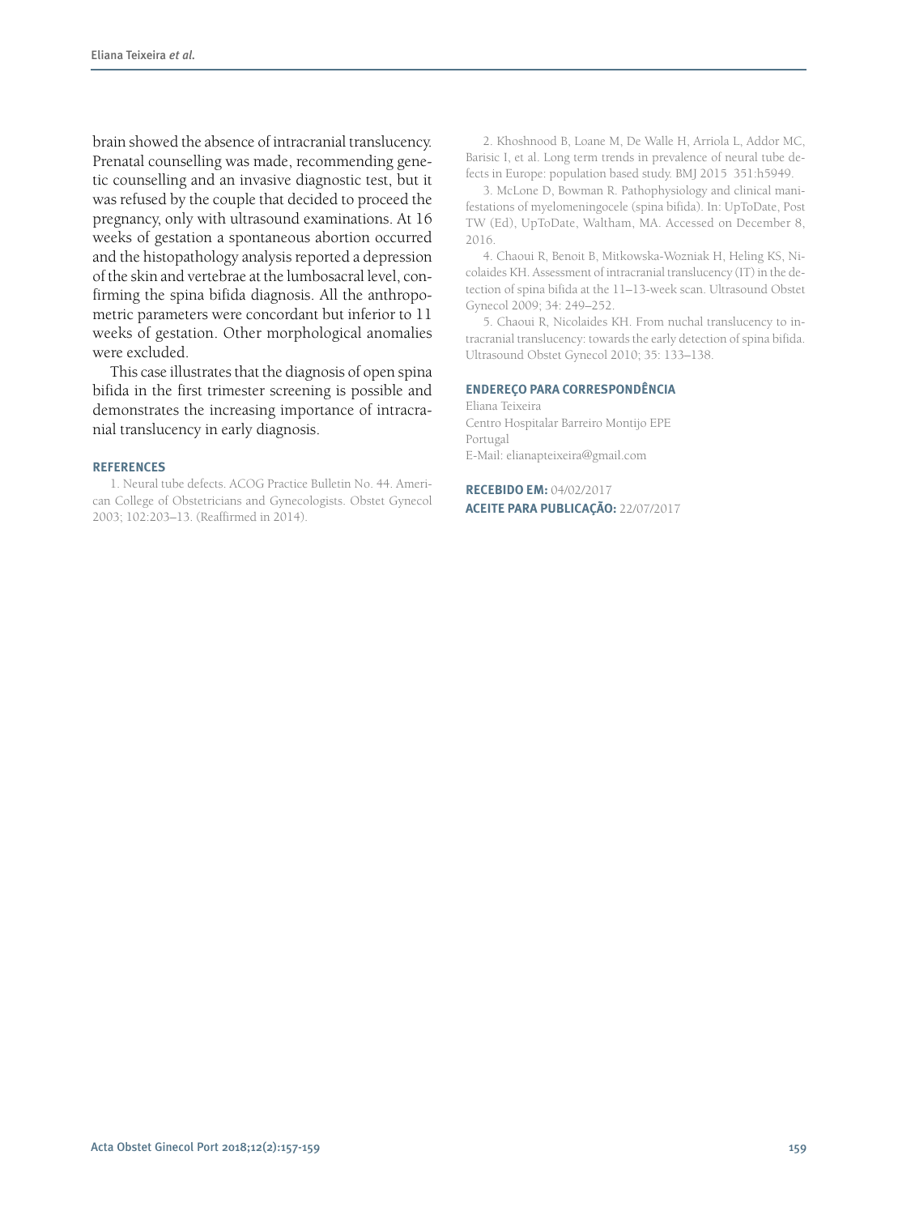brain showed the absence of intracranial translucency. Prenatal counselling was made, recommending genetic counselling and an invasive diagnostic test, but it was refused by the couple that decided to proceed the pregnancy, only with ultrasound examinations. At 16 weeks of gestation a spontaneous abortion occurred and the histopathology analysis reported a depression of the skin and vertebrae at the lumbosacral level, confirming the spina bifida diagnosis. All the anthropometric parameters were concordant but inferior to 11 weeks of gestation. Other morphological anomalies were excluded.

This case illustrates that the diagnosis of open spina bifida in the first trimester screening is possible and demonstrates the increasing importance of intracranial translucency in early diagnosis.

### REFERENCES

1. Neural tube defects. ACOG Practice Bulletin No. 44. American College of Obstetricians and Gynecologists. Obstet Gynecol 2003; 102:203–13. (Reaffirmed in 2014).

2. Khoshnood B, Loane M, De Walle H, Arriola L, Addor MC, Barisic I, et al. Long term trends in prevalence of neural tube defects in Europe: population based study. BMJ 2015 351:h5949.

3. McLone D, Bowman R. Pathophysiology and clinical manifestations of myelomeningocele (spina bifida). In: UpToDate, Post TW (Ed), UpToDate, Waltham, MA. Accessed on December 8, 2016.

4. Chaoui R, Benoit B, Mitkowska-Wozniak H, Heling KS, Nicolaides KH. Assessment of intracranial translucency (IT) in the detection of spina bifida at the 11–13-week scan. Ultrasound Obstet Gynecol 2009; 34: 249–252.

5. Chaoui R, Nicolaides KH. From nuchal translucency to intracranial translucency: towards the early detection of spina bifida. Ultrasound Obstet Gynecol 2010; 35: 133–138.

### ENDEREÇO PARA CORRESPONDÊNCIA

Eliana Teixeira
Centro Hospitalar Barreiro Montijo EPE
Portugal
E-Mail: elianapteixeira@gmail.com

**RECEBIDO EM:** 04/02/2017
**ACEITE PARA PUBLICAÇÃO:** 22/07/2017